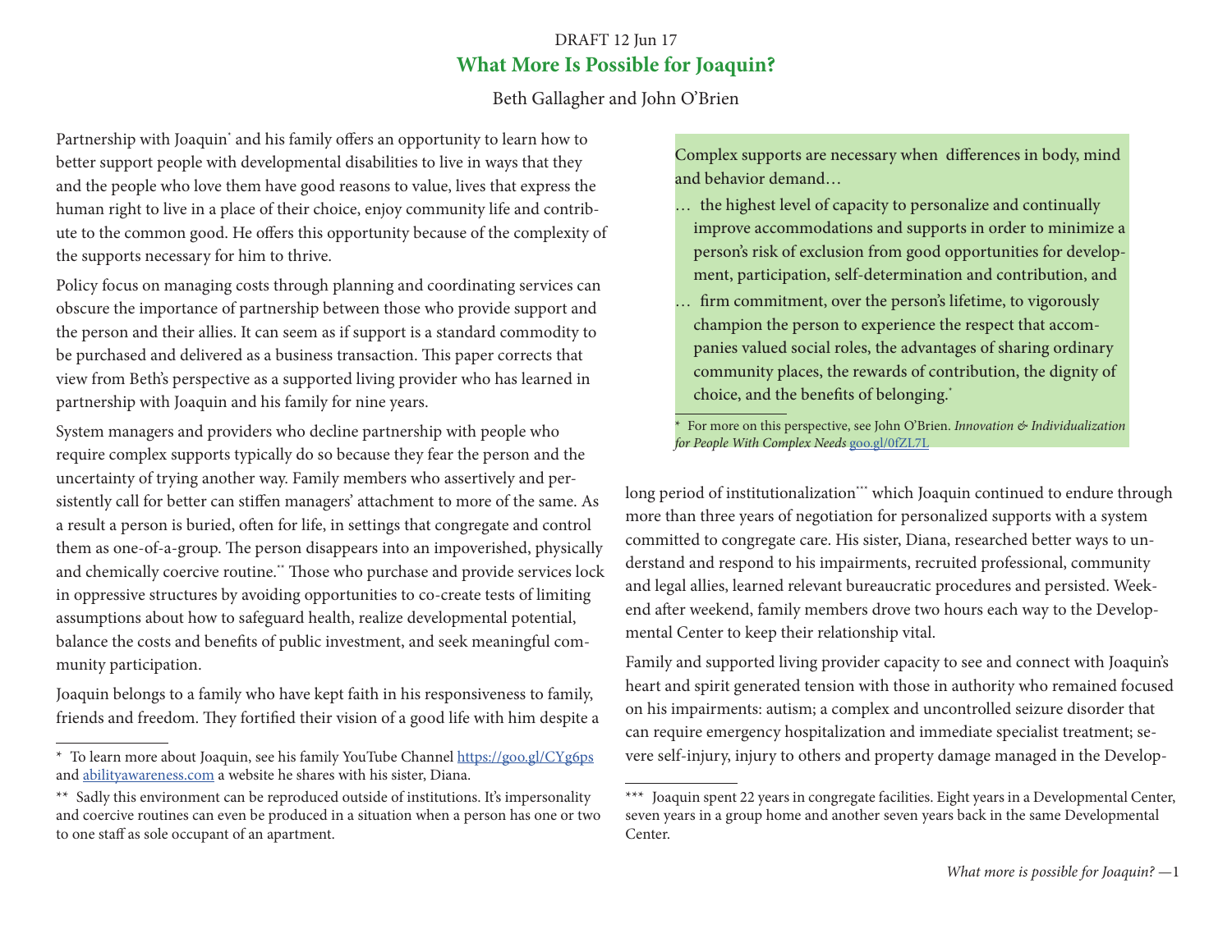DRAFT 12 Jun 17

# What More Is Possible for Joaquin?

Beth Gallagher and John O'Brien

Partnership with Joaquin* and his family offers an opportunity to learn how to better support people with developmental disabilities to live in ways that they and the people who love them have good reasons to value, lives that express the human right to live in a place of their choice, enjoy community life and contribute to the common good. He offers this opportunity because of the complexity of the supports necessary for him to thrive.

Policy focus on managing costs through planning and coordinating services can obscure the importance of partnership between those who provide support and the person and their allies. It can seem as if support is a standard commodity to be purchased and delivered as a business transaction. This paper corrects that view from Beth's perspective as a supported living provider who has learned in partnership with Joaquin and his family for nine years.

System managers and providers who decline partnership with people who require complex supports typically do so because they fear the person and the uncertainty of trying another way. Family members who assertively and persistently call for better can stiffen managers' attachment to more of the same. As a result a person is buried, often for life, in settings that congregate and control them as one-of-a-group. The person disappears into an impoverished, physically and chemically coercive routine.** Those who purchase and provide services lock in oppressive structures by avoiding opportunities to co-create tests of limiting assumptions about how to safeguard health, realize developmental potential, balance the costs and benefits of public investment, and seek meaningful community participation.

Joaquin belongs to a family who have kept faith in his responsiveness to family, friends and freedom. They fortified their vision of a good life with him despite a long period of institutionalization*** which Joaquin continued to endure through more than three years of negotiation for personalized supports with a system committed to congregate care. His sister, Diana, researched better ways to understand and respond to his impairments, recruited professional, community and legal allies, learned relevant bureaucratic procedures and persisted. Weekend after weekend, family members drove two hours each way to the Developmental Center to keep their relationship vital.

Family and supported living provider capacity to see and connect with Joaquin's heart and spirit generated tension with those in authority who remained focused on his impairments: autism; a complex and uncontrolled seizure disorder that can require emergency hospitalization and immediate specialist treatment; severe self-injury, injury to others and property damage managed in the Develop-

> Complex supports are necessary when differences in body, mind and behavior demand…
>
> … the highest level of capacity to personalize and continually improve accommodations and supports in order to minimize a person's risk of exclusion from good opportunities for development, participation, self-determination and contribution, and
>
> … firm commitment, over the person's lifetime, to vigorously champion the person to experience the respect that accompanies valued social roles, the advantages of sharing ordinary community places, the rewards of contribution, the dignity of choice, and the benefits of belonging.*
>
> \* For more on this perspective, see John O'Brien. *Innovation & Individualization for People With Complex Needs* goo.gl/0fZL7L

---

\* To learn more about Joaquin, see his family YouTube Channel https://goo.gl/CYg6ps and abilityawareness.com a website he shares with his sister, Diana.

** Sadly this environment can be reproduced outside of institutions. It's impersonality and coercive routines can even be produced in a situation when a person has one or two to one staff as sole occupant of an apartment.

*** Joaquin spent 22 years in congregate facilities. Eight years in a Developmental Center, seven years in a group home and another seven years back in the same Developmental Center.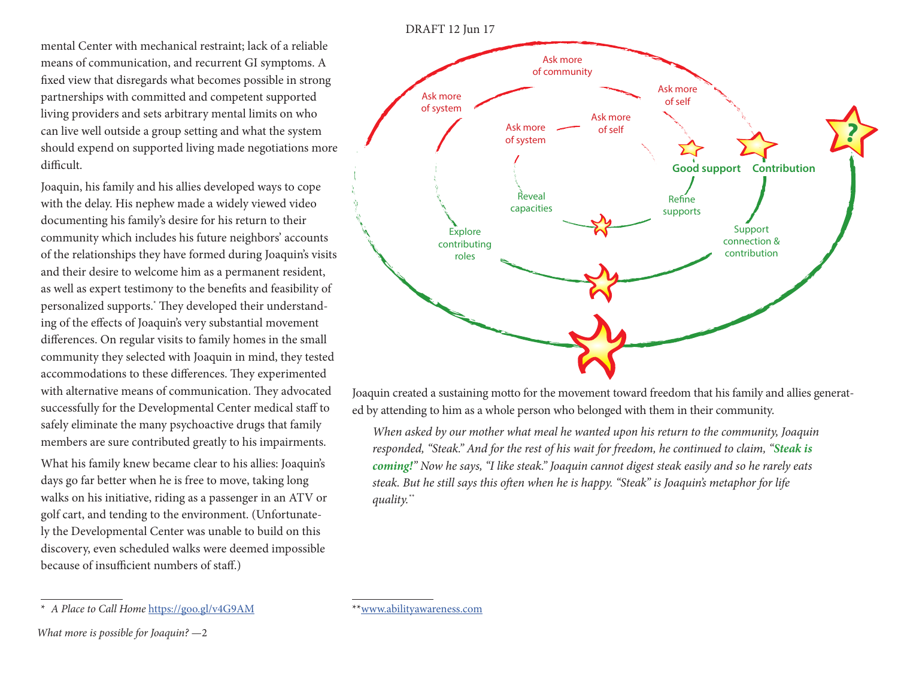mental Center with mechanical restraint; lack of a reliable means of communication, and recurrent GI symptoms. A fixed view that disregards what becomes possible in strong partnerships with committed and competent supported living providers and sets arbitrary mental limits on who can live well outside a group setting and what the system should expend on supported living made negotiations more difficult.

Joaquin, his family and his allies developed ways to cope with the delay. His nephew made a widely viewed video documenting his family's desire for his return to their community which includes his future neighbors' accounts of the relationships they have formed during Joaquin's visits and their desire to welcome him as a permanent resident, as well as expert testimony to the benefits and feasibility of personalized supports.* They developed their understanding of the effects of Joaquin's very substantial movement differences. On regular visits to family homes in the small community they selected with Joaquin in mind, they tested accommodations to these differences. They experimented with alternative means of communication. They advocated successfully for the Developmental Center medical staff to safely eliminate the many psychoactive drugs that family members are sure contributed greatly to his impairments.

What his family knew became clear to his allies: Joaquin's days go far better when he is free to move, taking long walks on his initiative, riding as a passenger in an ATV or golf cart, and tending to the environment. (Unfortunately the Developmental Center was unable to build on this discovery, even scheduled walks were deemed impossible because of insufficient numbers of staff.)

Ask more of community | Ask more of system | Ask more of self | Ask more of system | Ask more of self | Good support | Contribution | ? | Reveal capacities | Refine supports | Explore contributing roles | Support connection & contribution

Joaquin created a sustaining motto for the movement toward freedom that his family and allies generated by attending to him as a whole person who belonged with them in their community.

> *When asked by our mother what meal he wanted upon his return to the community, Joaquin responded, "Steak." And for the rest of his wait for freedom, he continued to claim, "**Steak is coming!**" Now he says, "I like steak." Joaquin cannot digest steak easily and so he rarely eats steak. But he still says this often when he is happy. "Steak" is Joaquin's metaphor for life quality.***

---

\* *A Place to Call Home* https://goo.gl/v4G9AM

\*\*www.abilityawareness.com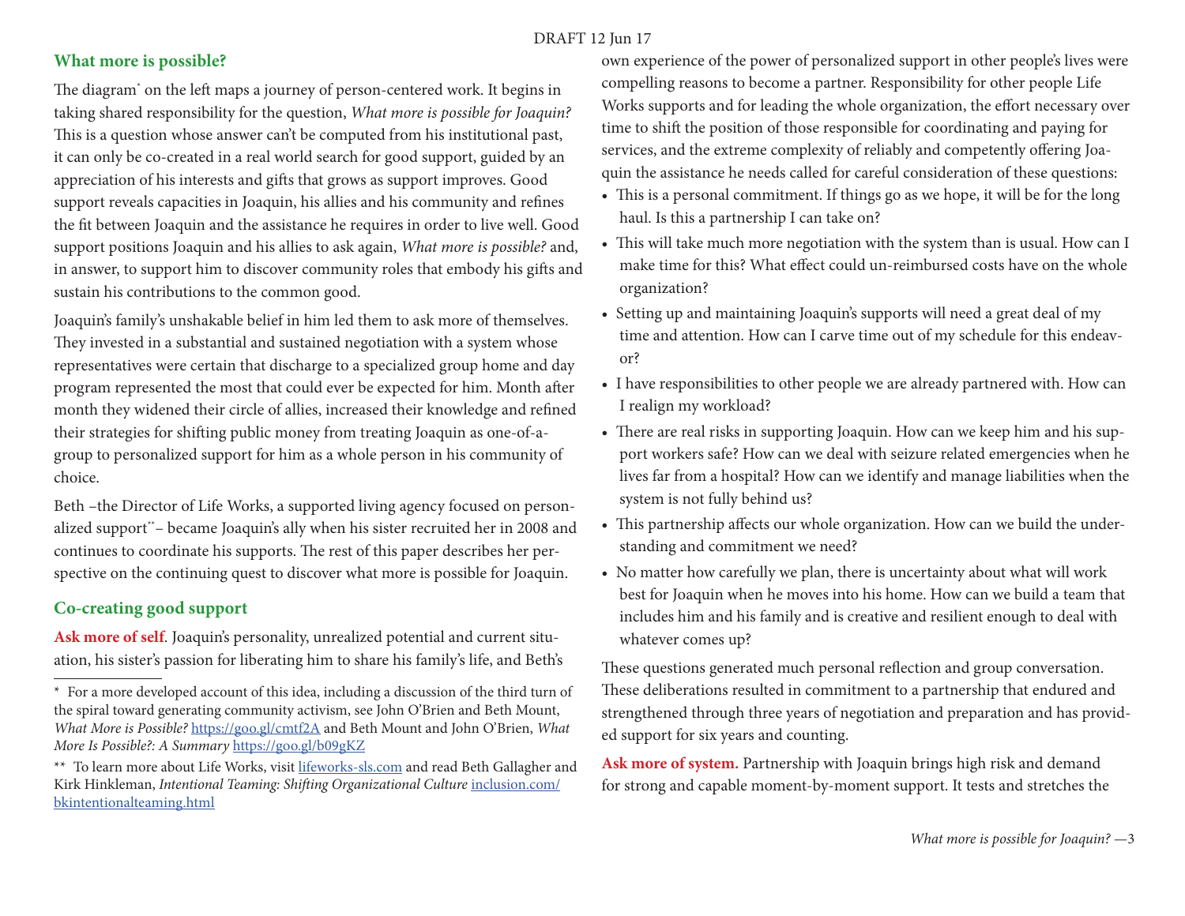## What more is possible?

The diagram* on the left maps a journey of person-centered work. It begins in taking shared responsibility for the question, *What more is possible for Joaquin?* This is a question whose answer can't be computed from his institutional past, it can only be co-created in a real world search for good support, guided by an appreciation of his interests and gifts that grows as support improves. Good support reveals capacities in Joaquin, his allies and his community and refines the fit between Joaquin and the assistance he requires in order to live well. Good support positions Joaquin and his allies to ask again, *What more is possible?* and, in answer, to support him to discover community roles that embody his gifts and sustain his contributions to the common good.

Joaquin's family's unshakable belief in him led them to ask more of themselves. They invested in a substantial and sustained negotiation with a system whose representatives were certain that discharge to a specialized group home and day program represented the most that could ever be expected for him. Month after month they widened their circle of allies, increased their knowledge and refined their strategies for shifting public money from treating Joaquin as one-of-a-group to personalized support for him as a whole person in his community of choice.

Beth –the Director of Life Works, a supported living agency focused on personalized support**– became Joaquin's ally when his sister recruited her in 2008 and continues to coordinate his supports. The rest of this paper describes her perspective on the continuing quest to discover what more is possible for Joaquin.

## Co-creating good support

**Ask more of self**. Joaquin's personality, unrealized potential and current situation, his sister's passion for liberating him to share his family's life, and Beth's own experience of the power of personalized support in other people's lives were compelling reasons to become a partner. Responsibility for other people Life Works supports and for leading the whole organization, the effort necessary over time to shift the position of those responsible for coordinating and paying for services, and the extreme complexity of reliably and competently offering Joaquin the assistance he needs called for careful consideration of these questions:

- This is a personal commitment. If things go as we hope, it will be for the long haul. Is this a partnership I can take on?
- This will take much more negotiation with the system than is usual. How can I make time for this? What effect could un-reimbursed costs have on the whole organization?
- Setting up and maintaining Joaquin's supports will need a great deal of my time and attention. How can I carve time out of my schedule for this endeavor?
- I have responsibilities to other people we are already partnered with. How can I realign my workload?
- There are real risks in supporting Joaquin. How can we keep him and his support workers safe? How can we deal with seizure related emergencies when he lives far from a hospital? How can we identify and manage liabilities when the system is not fully behind us?
- This partnership affects our whole organization. How can we build the understanding and commitment we need?
- No matter how carefully we plan, there is uncertainty about what will work best for Joaquin when he moves into his home. How can we build a team that includes him and his family and is creative and resilient enough to deal with whatever comes up?

These questions generated much personal reflection and group conversation. These deliberations resulted in commitment to a partnership that endured and strengthened through three years of negotiation and preparation and has provided support for six years and counting.

**Ask more of system.** Partnership with Joaquin brings high risk and demand for strong and capable moment-by-moment support. It tests and stretches the

---

\* For a more developed account of this idea, including a discussion of the third turn of the spiral toward generating community activism, see John O'Brien and Beth Mount, *What More is Possible?* https://goo.gl/cmtf2A and Beth Mount and John O'Brien, *What More Is Possible?: A Summary* https://goo.gl/b09gKZ

\*\* To learn more about Life Works, visit lifeworks-sls.com and read Beth Gallagher and Kirk Hinkleman, *Intentional Teaming: Shifting Organizational Culture* inclusion.com/bkintentionalteaming.html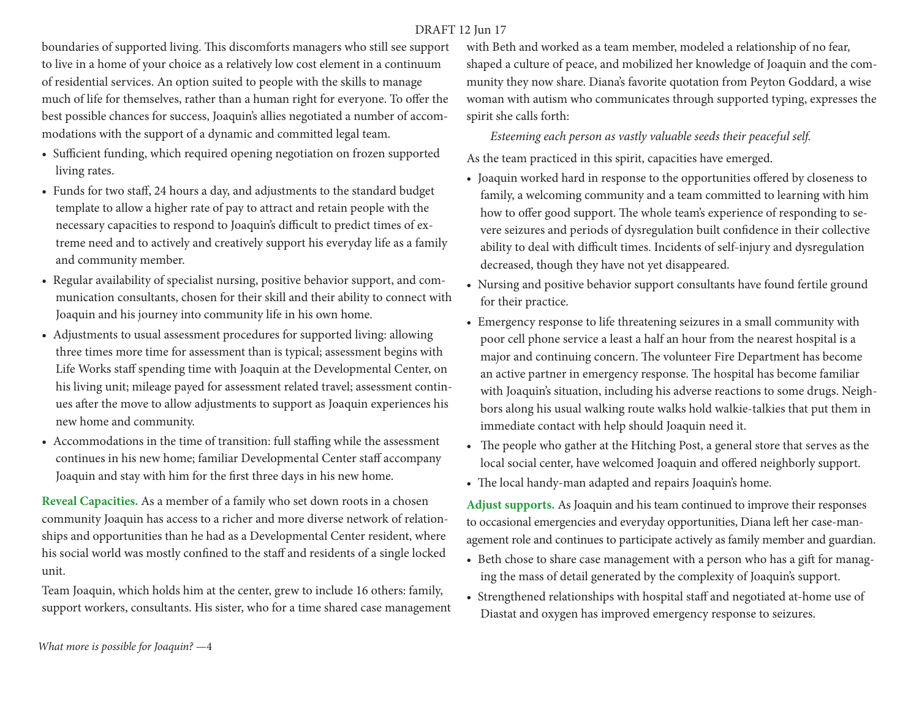boundaries of supported living. This discomforts managers who still see support to live in a home of your choice as a relatively low cost element in a continuum of residential services. An option suited to people with the skills to manage much of life for themselves, rather than a human right for everyone. To offer the best possible chances for success, Joaquin's allies negotiated a number of accommodations with the support of a dynamic and committed legal team.

- Sufficient funding, which required opening negotiation on frozen supported living rates.
- Funds for two staff, 24 hours a day, and adjustments to the standard budget template to allow a higher rate of pay to attract and retain people with the necessary capacities to respond to Joaquin's difficult to predict times of extreme need and to actively and creatively support his everyday life as a family and community member.
- Regular availability of specialist nursing, positive behavior support, and communication consultants, chosen for their skill and their ability to connect with Joaquin and his journey into community life in his own home.
- Adjustments to usual assessment procedures for supported living: allowing three times more time for assessment than is typical; assessment begins with Life Works staff spending time with Joaquin at the Developmental Center, on his living unit; mileage payed for assessment related travel; assessment continues after the move to allow adjustments to support as Joaquin experiences his new home and community.
- Accommodations in the time of transition: full staffing while the assessment continues in his new home; familiar Developmental Center staff accompany Joaquin and stay with him for the first three days in his new home.

**Reveal Capacities.** As a member of a family who set down roots in a chosen community Joaquin has access to a richer and more diverse network of relationships and opportunities than he had as a Developmental Center resident, where his social world was mostly confined to the staff and residents of a single locked unit.

Team Joaquin, which holds him at the center, grew to include 16 others: family, support workers, consultants. His sister, who for a time shared case management with Beth and worked as a team member, modeled a relationship of no fear, shaped a culture of peace, and mobilized her knowledge of Joaquin and the community they now share. Diana's favorite quotation from Peyton Goddard, a wise woman with autism who communicates through supported typing, expresses the spirit she calls forth:

> *Esteeming each person as vastly valuable seeds their peaceful self.*

As the team practiced in this spirit, capacities have emerged.

- Joaquin worked hard in response to the opportunities offered by closeness to family, a welcoming community and a team committed to learning with him how to offer good support. The whole team's experience of responding to severe seizures and periods of dysregulation built confidence in their collective ability to deal with difficult times. Incidents of self-injury and dysregulation decreased, though they have not yet disappeared.
- Nursing and positive behavior support consultants have found fertile ground for their practice.
- Emergency response to life threatening seizures in a small community with poor cell phone service a least a half an hour from the nearest hospital is a major and continuing concern. The volunteer Fire Department has become an active partner in emergency response. The hospital has become familiar with Joaquin's situation, including his adverse reactions to some drugs. Neighbors along his usual walking route walks hold walkie-talkies that put them in immediate contact with help should Joaquin need it.
- The people who gather at the Hitching Post, a general store that serves as the local social center, have welcomed Joaquin and offered neighborly support.
- The local handy-man adapted and repairs Joaquin's home.

**Adjust supports.** As Joaquin and his team continued to improve their responses to occasional emergencies and everyday opportunities, Diana left her case-management role and continues to participate actively as family member and guardian.

- Beth chose to share case management with a person who has a gift for managing the mass of detail generated by the complexity of Joaquin's support.
- Strengthened relationships with hospital staff and negotiated at-home use of Diastat and oxygen has improved emergency response to seizures.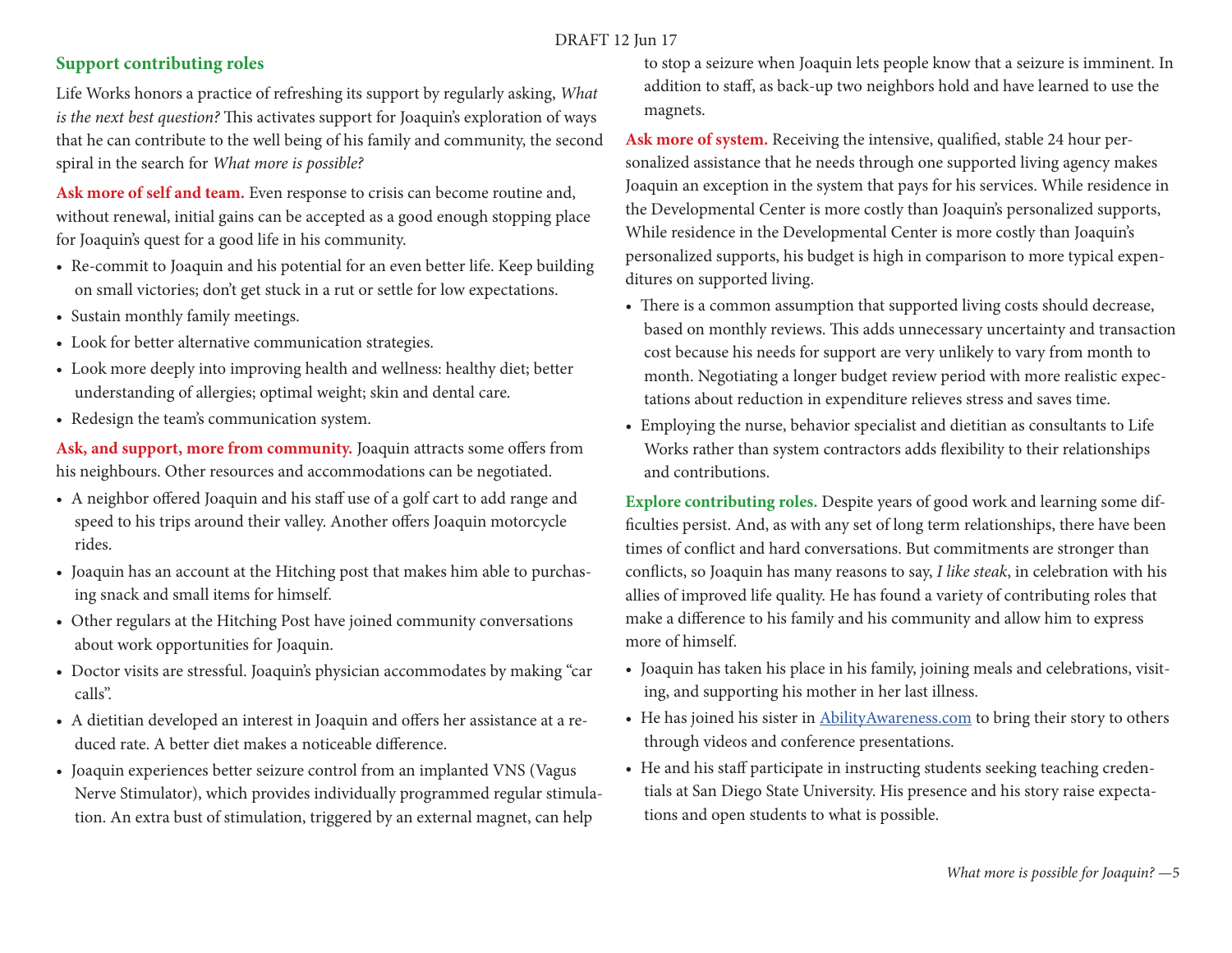## Support contributing roles

Life Works honors a practice of refreshing its support by regularly asking, *What is the next best question?* This activates support for Joaquin's exploration of ways that he can contribute to the well being of his family and community, the second spiral in the search for *What more is possible?*

**Ask more of self and team.** Even response to crisis can become routine and, without renewal, initial gains can be accepted as a good enough stopping place for Joaquin's quest for a good life in his community.

- Re-commit to Joaquin and his potential for an even better life. Keep building on small victories; don't get stuck in a rut or settle for low expectations.
- Sustain monthly family meetings.
- Look for better alternative communication strategies.
- Look more deeply into improving health and wellness: healthy diet; better understanding of allergies; optimal weight; skin and dental care.
- Redesign the team's communication system.

**Ask, and support, more from community.** Joaquin attracts some offers from his neighbours. Other resources and accommodations can be negotiated.

- A neighbor offered Joaquin and his staff use of a golf cart to add range and speed to his trips around their valley. Another offers Joaquin motorcycle rides.
- Joaquin has an account at the Hitching post that makes him able to purchasing snack and small items for himself.
- Other regulars at the Hitching Post have joined community conversations about work opportunities for Joaquin.
- Doctor visits are stressful. Joaquin's physician accommodates by making "car calls".
- A dietitian developed an interest in Joaquin and offers her assistance at a reduced rate. A better diet makes a noticeable difference.
- Joaquin experiences better seizure control from an implanted VNS (Vagus Nerve Stimulator), which provides individually programmed regular stimulation. An extra bust of stimulation, triggered by an external magnet, can help to stop a seizure when Joaquin lets people know that a seizure is imminent. In addition to staff, as back-up two neighbors hold and have learned to use the magnets.

**Ask more of system.** Receiving the intensive, qualified, stable 24 hour personalized assistance that he needs through one supported living agency makes Joaquin an exception in the system that pays for his services. While residence in the Developmental Center is more costly than Joaquin's personalized supports, While residence in the Developmental Center is more costly than Joaquin's personalized supports, his budget is high in comparison to more typical expenditures on supported living.

- There is a common assumption that supported living costs should decrease, based on monthly reviews. This adds unnecessary uncertainty and transaction cost because his needs for support are very unlikely to vary from month to month. Negotiating a longer budget review period with more realistic expectations about reduction in expenditure relieves stress and saves time.
- Employing the nurse, behavior specialist and dietitian as consultants to Life Works rather than system contractors adds flexibility to their relationships and contributions.

**Explore contributing roles.** Despite years of good work and learning some difficulties persist. And, as with any set of long term relationships, there have been times of conflict and hard conversations. But commitments are stronger than conflicts, so Joaquin has many reasons to say, *I like steak*, in celebration with his allies of improved life quality. He has found a variety of contributing roles that make a difference to his family and his community and allow him to express more of himself.

- Joaquin has taken his place in his family, joining meals and celebrations, visiting, and supporting his mother in her last illness.
- He has joined his sister in AbilityAwareness.com to bring their story to others through videos and conference presentations.
- He and his staff participate in instructing students seeking teaching credentials at San Diego State University. His presence and his story raise expectations and open students to what is possible.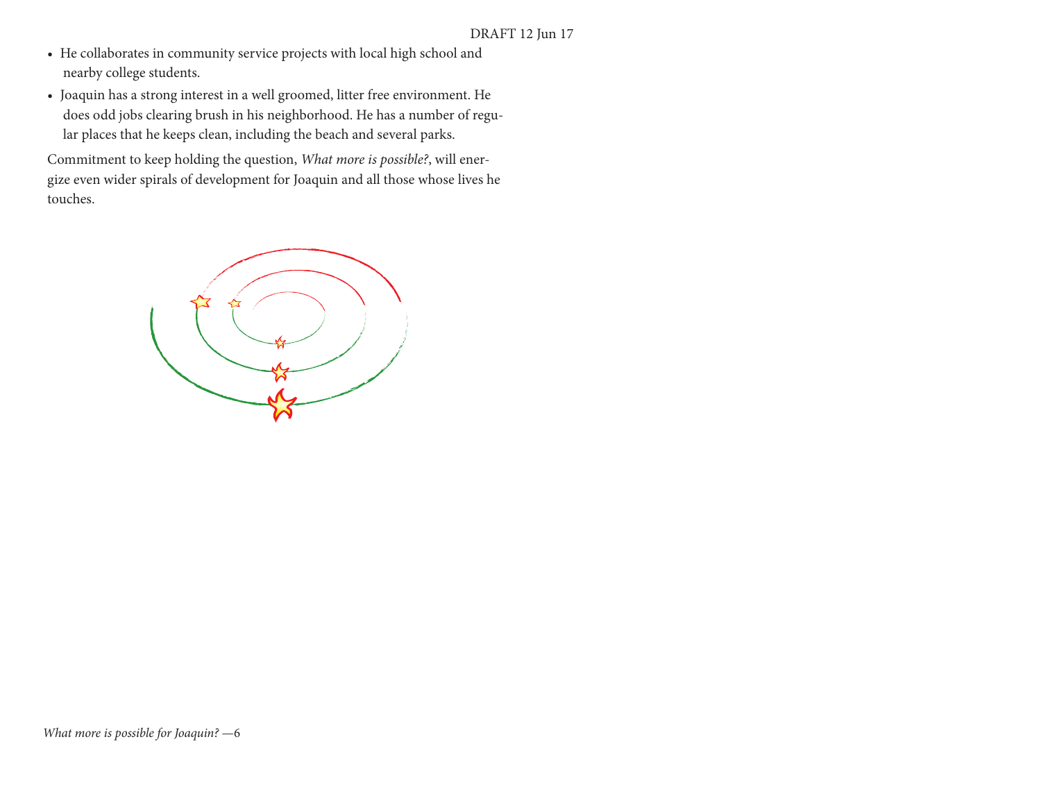- He collaborates in community service projects with local high school and nearby college students.
- Joaquin has a strong interest in a well groomed, litter free environment. He does odd jobs clearing brush in his neighborhood. He has a number of regular places that he keeps clean, including the beach and several parks.

Commitment to keep holding the question, *What more is possible?*, will energize even wider spirals of development for Joaquin and all those whose lives he touches.